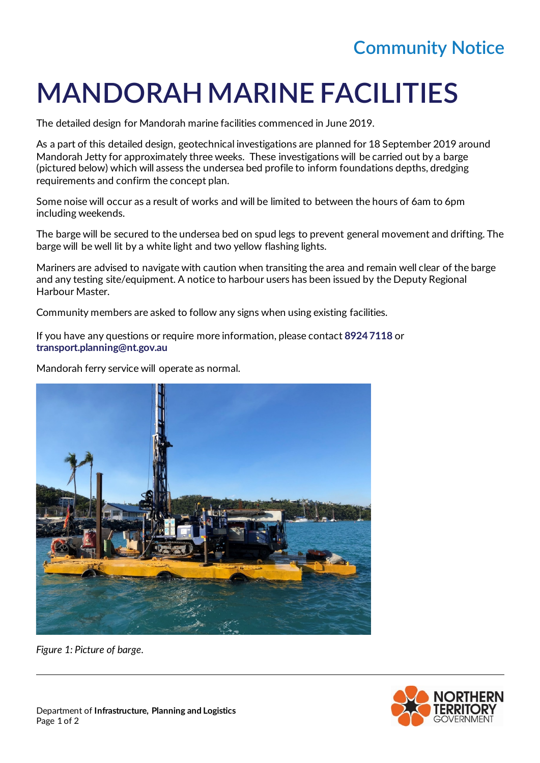Community Notice

# MANDORAH MARINE FACILITIES

The detailed design for Mandorah marine facilities commenced in June 2019.

As a part of this detailed design, geotechnical investigations are planned for 18 September 2019 around Mandorah Jetty for approximately three weeks. These investigations will be carried out by a barge (pictured below) which will assess the undersea bed profile to inform foundations depths, dredging requirements and confirm the concept plan.

Some noise will occur as a result of works and will be limited to between the hours of 6am to 6pm including weekends.

The barge will be secured to the undersea bed on spud legs to prevent general movement and drifting. The barge will be well lit by a white light and two yellow flashing lights.

Mariners are advised to navigate with caution when transiting the area and remain well clear of the barge and any testing site/equipment. A notice to harbour users has been issued by the Deputy Regional Harbour Master.

Community members are asked to follow any signs when using existing facilities.

If you have any questions or require more information, please contact **8924 7118** or **transport.planning@nt.gov.au**

Mandorah ferry service will operate as normal.

*Figure 1: Picture of barge.*

Department of **Infrastructure, Planning and Logistics**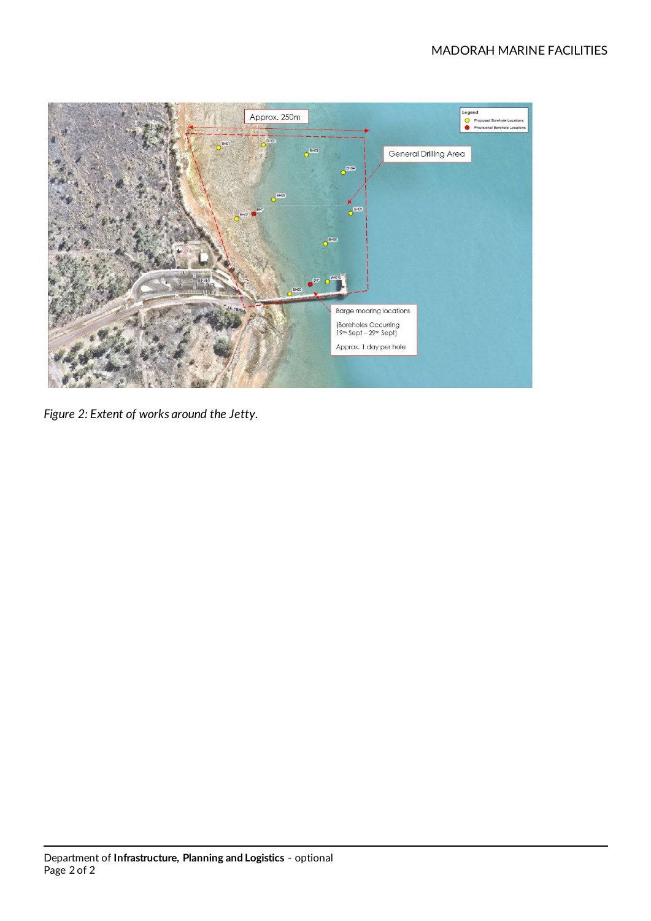Approx. 250m

General Drilling Area

Legend

Proposed Borehole Locations

Provisional Borehole Locations

Barge mooring locations

(Boreholes Occurring 19th Sept – 29th Sept)

Approx. 1 day per hole

*Figure 2: Extent of works around the Jetty.*